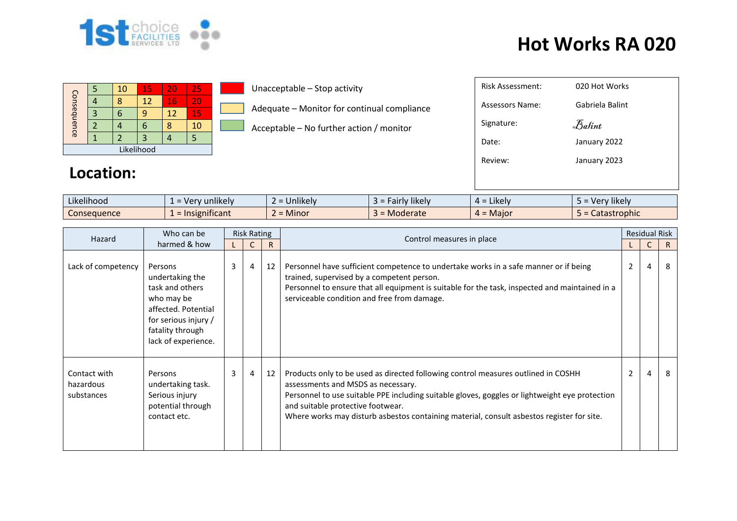# Hot Works RA 020

1st choice FACILITIES SERVICES LTD

| Consequence | | | | | |
|---|---|---|---|---|---|
| | 5 | 10 | 15 | 20 | 25 |
| | 4 | 8 | 12 | 16 | 20 |
| | 3 | 6 | 9 | 12 | 15 |
| | 2 | 4 | 6 | 8 | 10 |
| | 1 | 2 | 3 | 4 | 5 |
| Likelihood | | | | | |

- Unacceptable – Stop activity
- Adequate – Monitor for continual compliance
- Acceptable – No further action / monitor

| | |
|---|---|
| Risk Assessment: | 020 Hot Works |
| Assessors Name: | Gabriela Balint |
| Signature: | Balint |
| Date: | January 2022 |
| Review: | January 2023 |

## Location:

| Likelihood | 1 = Very unlikely | 2 = Unlikely | 3 = Fairly likely | 4 = Likely | 5 = Very likely |
|---|---|---|---|---|---|
| Consequence | 1 = Insignificant | 2 = Minor | 3 = Moderate | 4 = Major | 5 = Catastrophic |

| Hazard | Who can be harmed & how | Risk Rating | | | Control measures in place | Residual Risk | | |
|---|---|---|---|---|---|---|---|---|
| | | L | C | R | | L | C | R |
| Lack of competency | Persons undertaking the task and others who may be affected. Potential for serious injury / fatality through lack of experience. | 3 | 4 | 12 | Personnel have sufficient competence to undertake works in a safe manner or if being trained, supervised by a competent person.<br>Personnel to ensure that all equipment is suitable for the task, inspected and maintained in a serviceable condition and free from damage. | 2 | 4 | 8 |
| Contact with hazardous substances | Persons undertaking task. Serious injury potential through contact etc. | 3 | 4 | 12 | Products only to be used as directed following control measures outlined in COSHH assessments and MSDS as necessary.<br>Personnel to use suitable PPE including suitable gloves, goggles or lightweight eye protection and suitable protective footwear.<br>Where works may disturb asbestos containing material, consult asbestos register for site. | 2 | 4 | 8 |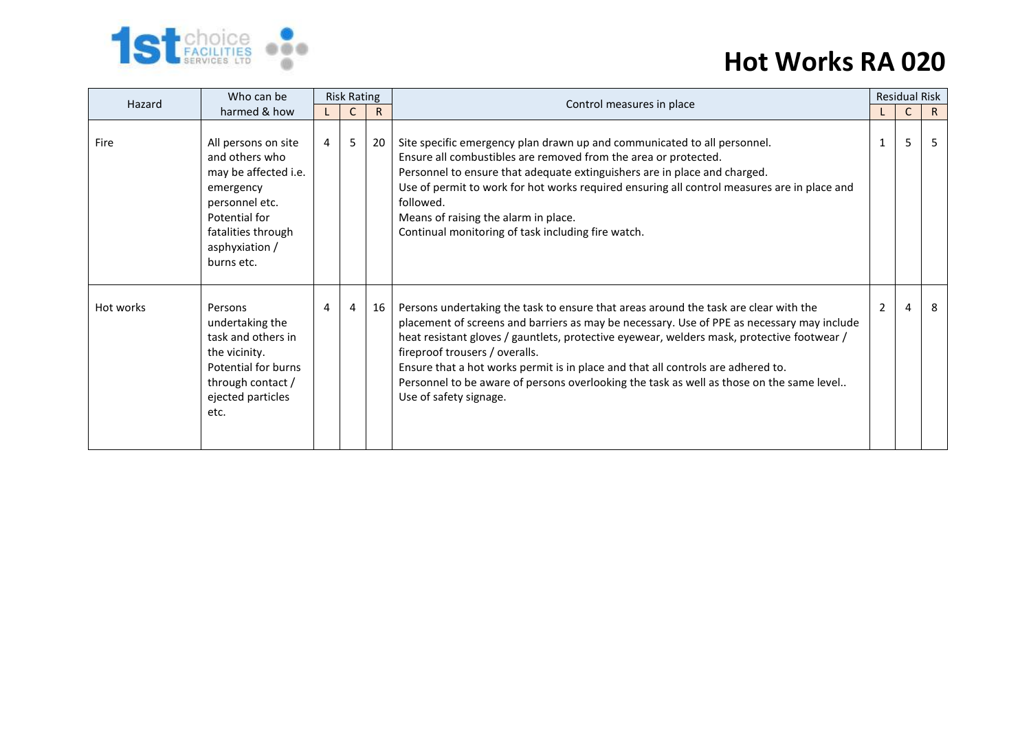# Hot Works RA 020

| Hazard | Who can be harmed & how | Risk Rating | | | Control measures in place | Residual Risk | | |
|---|---|---|---|---|---|---|---|---|
| | | L | C | R | | L | C | R |
| Fire | All persons on site and others who may be affected i.e. emergency personnel etc. Potential for fatalities through asphyxiation / burns etc. | 4 | 5 | 20 | Site specific emergency plan drawn up and communicated to all personnel.<br>Ensure all combustibles are removed from the area or protected.<br>Personnel to ensure that adequate extinguishers are in place and charged.<br>Use of permit to work for hot works required ensuring all control measures are in place and followed.<br>Means of raising the alarm in place.<br>Continual monitoring of task including fire watch. | 1 | 5 | 5 |
| Hot works | Persons undertaking the task and others in the vicinity. Potential for burns through contact / ejected particles etc. | 4 | 4 | 16 | Persons undertaking the task to ensure that areas around the task are clear with the placement of screens and barriers as may be necessary. Use of PPE as necessary may include heat resistant gloves / gauntlets, protective eyewear, welders mask, protective footwear / fireproof trousers / overalls.<br>Ensure that a hot works permit is in place and that all controls are adhered to.<br>Personnel to be aware of persons overlooking the task as well as those on the same level..<br>Use of safety signage. | 2 | 4 | 8 |